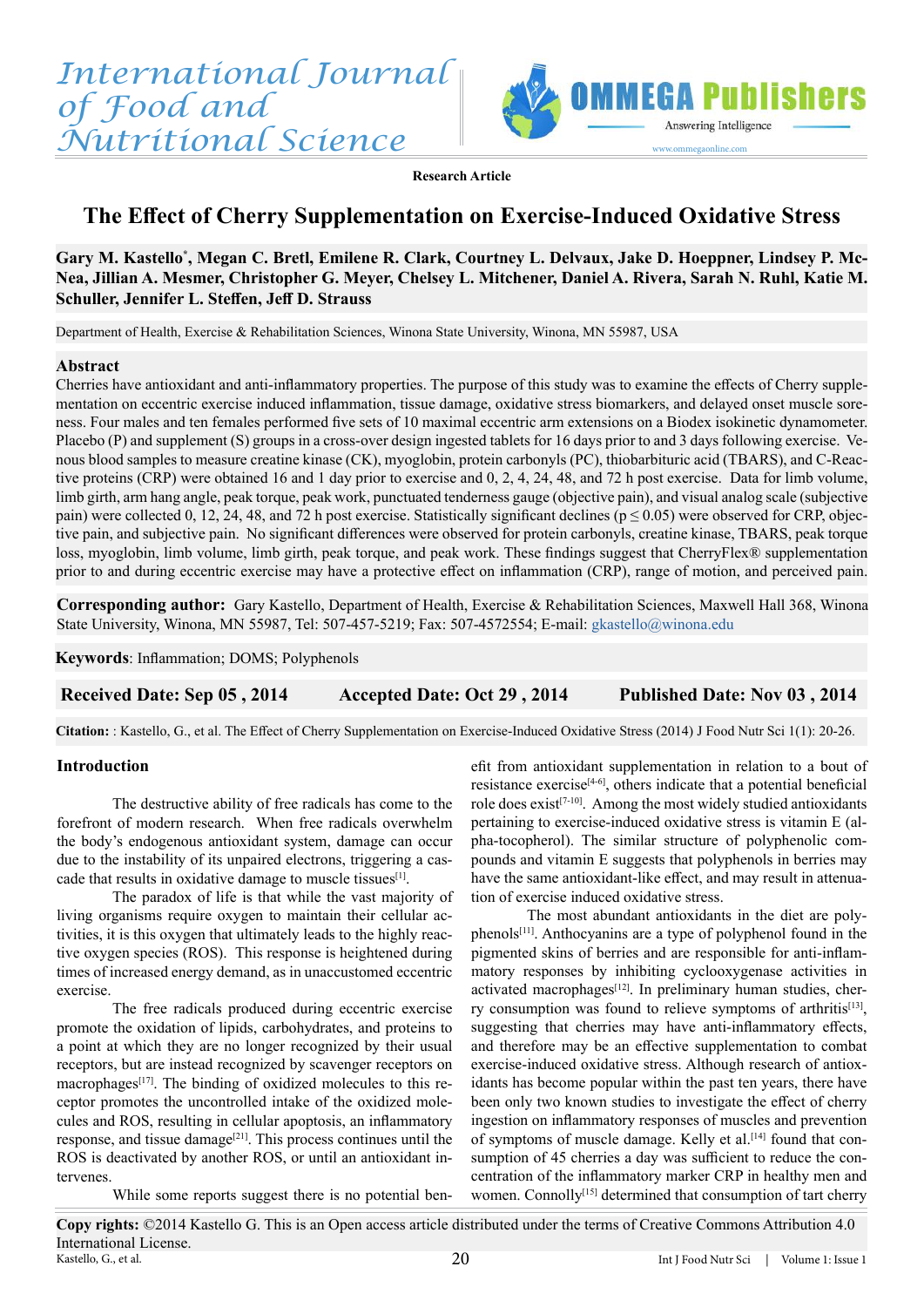Research Article

# The Effect of Cherry Supplementation on Exercise-Induced Oxidative Stress

**Gary M. Kastello[*], Megan C. Bretl, Emilene R. Clark, Courtney L. Delvaux, Jake D. Hoeppner, Lindsey P. McNea, Jillian A. Mesmer, Christopher G. Meyer, Chelsey L. Mitchener, Daniel A. Rivera, Sarah N. Ruhl, Katie M. Schuller, Jennifer L. Steffen, Jeff D. Strauss**

Department of Health, Exercise & Rehabilitation Sciences, Winona State University, Winona, MN 55987, USA

## Abstract

Cherries have antioxidant and anti-inflammatory properties. The purpose of this study was to examine the effects of Cherry supplementation on eccentric exercise induced inflammation, tissue damage, oxidative stress biomarkers, and delayed onset muscle soreness. Four males and ten females performed five sets of 10 maximal eccentric arm extensions on a Biodex isokinetic dynamometer. Placebo (P) and supplement (S) groups in a cross-over design ingested tablets for 16 days prior to and 3 days following exercise. Venous blood samples to measure creatine kinase (CK), myoglobin, protein carbonyls (PC), thiobarbituric acid (TBARS), and C-Reactive proteins (CRP) were obtained 16 and 1 day prior to exercise and 0, 2, 4, 24, 48, and 72 h post exercise. Data for limb volume, limb girth, arm hang angle, peak torque, peak work, punctuated tenderness gauge (objective pain), and visual analog scale (subjective pain) were collected 0, 12, 24, 48, and 72 h post exercise. Statistically significant declines ($p \leq 0.05$) were observed for CRP, objective pain, and subjective pain. No significant differences were observed for protein carbonyls, creatine kinase, TBARS, peak torque loss, myoglobin, limb volume, limb girth, peak torque, and peak work. These findings suggest that CherryFlex® supplementation prior to and during eccentric exercise may have a protective effect on inflammation (CRP), range of motion, and perceived pain.

**Corresponding author:** Gary Kastello, Department of Health, Exercise & Rehabilitation Sciences, Maxwell Hall 368, Winona State University, Winona, MN 55987, Tel: 507-457-5219; Fax: 507-4572554; E-mail: gkastello@winona.edu

**Keywords**: Inflammation; DOMS; Polyphenols

**Received Date: Sep 05 , 2014** **Accepted Date: Oct 29 , 2014** **Published Date: Nov 03 , 2014**

**Citation:** : Kastello, G., et al. The Effect of Cherry Supplementation on Exercise-Induced Oxidative Stress (2014) J Food Nutr Sci 1(1): 20-26.

## Introduction

The destructive ability of free radicals has come to the forefront of modern research. When free radicals overwhelm the body's endogenous antioxidant system, damage can occur due to the instability of its unpaired electrons, triggering a cascade that results in oxidative damage to muscle tissues[1].

The paradox of life is that while the vast majority of living organisms require oxygen to maintain their cellular activities, it is this oxygen that ultimately leads to the highly reactive oxygen species (ROS). This response is heightened during times of increased energy demand, as in unaccustomed eccentric exercise.

The free radicals produced during eccentric exercise promote the oxidation of lipids, carbohydrates, and proteins to a point at which they are no longer recognized by their usual receptors, but are instead recognized by scavenger receptors on macrophages[17]. The binding of oxidized molecules to this receptor promotes the uncontrolled intake of the oxidized molecules and ROS, resulting in cellular apoptosis, an inflammatory response, and tissue damage[21]. This process continues until the ROS is deactivated by another ROS, or until an antioxidant intervenes.

While some reports suggest there is no potential benefit from antioxidant supplementation in relation to a bout of resistance exercise[4-6], others indicate that a potential beneficial role does exist[7-10]. Among the most widely studied antioxidants pertaining to exercise-induced oxidative stress is vitamin E (alpha-tocopherol). The similar structure of polyphenolic compounds and vitamin E suggests that polyphenols in berries may have the same antioxidant-like effect, and may result in attenuation of exercise induced oxidative stress.

The most abundant antioxidants in the diet are polyphenols[11]. Anthocyanins are a type of polyphenol found in the pigmented skins of berries and are responsible for anti-inflammatory responses by inhibiting cyclooxygenase activities in activated macrophages[12]. In preliminary human studies, cherry consumption was found to relieve symptoms of arthritis[13], suggesting that cherries may have anti-inflammatory effects, and therefore may be an effective supplementation to combat exercise-induced oxidative stress. Although research of antioxidants has become popular within the past ten years, there have been only two known studies to investigate the effect of cherry ingestion on inflammatory responses of muscles and prevention of symptoms of muscle damage. Kelly et al.[14] found that consumption of 45 cherries a day was sufficient to reduce the concentration of the inflammatory marker CRP in healthy men and women. Connolly[15] determined that consumption of tart cherry

**Copy rights:** ©2014 Kastello G. This is an Open access article distributed under the terms of Creative Commons Attribution 4.0 International License.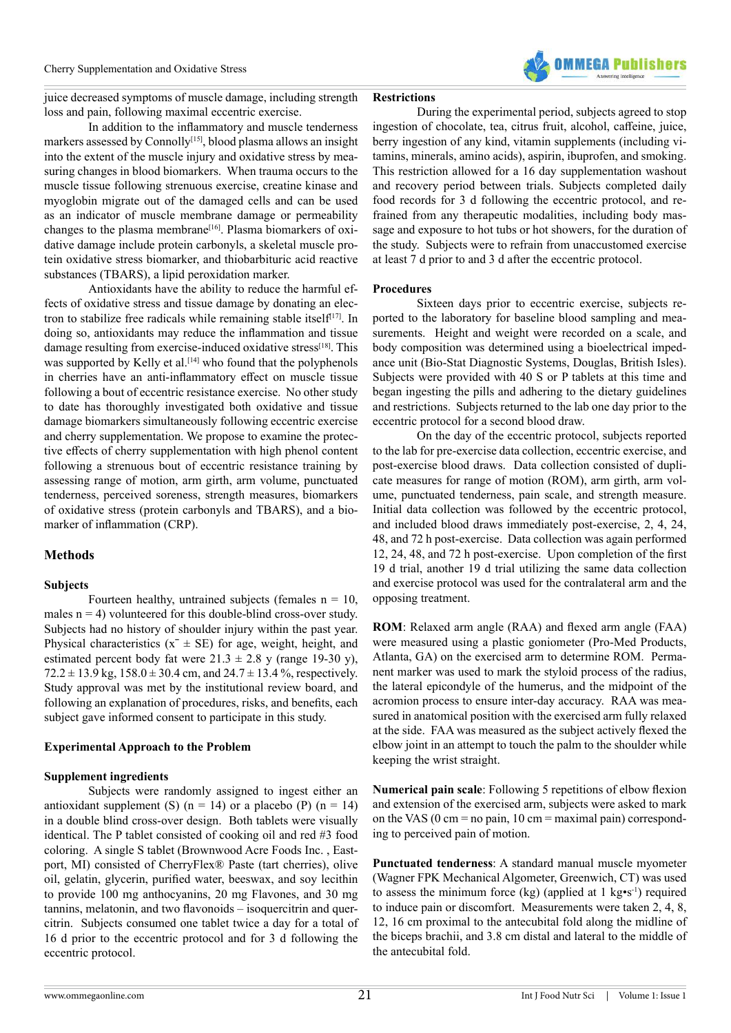juice decreased symptoms of muscle damage, including strength loss and pain, following maximal eccentric exercise.

In addition to the inflammatory and muscle tenderness markers assessed by Connolly[15], blood plasma allows an insight into the extent of the muscle injury and oxidative stress by measuring changes in blood biomarkers. When trauma occurs to the muscle tissue following strenuous exercise, creatine kinase and myoglobin migrate out of the damaged cells and can be used as an indicator of muscle membrane damage or permeability changes to the plasma membrane[16]. Plasma biomarkers of oxidative damage include protein carbonyls, a skeletal muscle protein oxidative stress biomarker, and thiobarbituric acid reactive substances (TBARS), a lipid peroxidation marker.

Antioxidants have the ability to reduce the harmful effects of oxidative stress and tissue damage by donating an electron to stabilize free radicals while remaining stable itself[17]. In doing so, antioxidants may reduce the inflammation and tissue damage resulting from exercise-induced oxidative stress[18]. This was supported by Kelly et al.[14] who found that the polyphenols in cherries have an anti-inflammatory effect on muscle tissue following a bout of eccentric resistance exercise. No other study to date has thoroughly investigated both oxidative and tissue damage biomarkers simultaneously following eccentric exercise and cherry supplementation. We propose to examine the protective effects of cherry supplementation with high phenol content following a strenuous bout of eccentric resistance training by assessing range of motion, arm girth, arm volume, punctuated tenderness, perceived soreness, strength measures, biomarkers of oxidative stress (protein carbonyls and TBARS), and a biomarker of inflammation (CRP).

## Methods

### Subjects

Fourteen healthy, untrained subjects (females n = 10, males n = 4) volunteered for this double-blind cross-over study. Subjects had no history of shoulder injury within the past year. Physical characteristics ($\bar{x}$ ± SE) for age, weight, height, and estimated percent body fat were 21.3 ± 2.8 y (range 19-30 y), 72.2 ± 13.9 kg, 158.0 ± 30.4 cm, and 24.7 ± 13.4 %, respectively. Study approval was met by the institutional review board, and following an explanation of procedures, risks, and benefits, each subject gave informed consent to participate in this study.

### Experimental Approach to the Problem

### Supplement ingredients

Subjects were randomly assigned to ingest either an antioxidant supplement (S) (n = 14) or a placebo (P) (n = 14) in a double blind cross-over design. Both tablets were visually identical. The P tablet consisted of cooking oil and red #3 food coloring. A single S tablet (Brownwood Acre Foods Inc. , Eastport, MI) consisted of CherryFlex® Paste (tart cherries), olive oil, gelatin, glycerin, purified water, beeswax, and soy lecithin to provide 100 mg anthocyanins, 20 mg Flavones, and 30 mg tannins, melatonin, and two flavonoids – isoquercitrin and quercitrin. Subjects consumed one tablet twice a day for a total of 16 d prior to the eccentric protocol and for 3 d following the eccentric protocol.

### Restrictions

During the experimental period, subjects agreed to stop ingestion of chocolate, tea, citrus fruit, alcohol, caffeine, juice, berry ingestion of any kind, vitamin supplements (including vitamins, minerals, amino acids), aspirin, ibuprofen, and smoking. This restriction allowed for a 16 day supplementation washout and recovery period between trials. Subjects completed daily food records for 3 d following the eccentric protocol, and refrained from any therapeutic modalities, including body massage and exposure to hot tubs or hot showers, for the duration of the study. Subjects were to refrain from unaccustomed exercise at least 7 d prior to and 3 d after the eccentric protocol.

### Procedures

Sixteen days prior to eccentric exercise, subjects reported to the laboratory for baseline blood sampling and measurements. Height and weight were recorded on a scale, and body composition was determined using a bioelectrical impedance unit (Bio-Stat Diagnostic Systems, Douglas, British Isles). Subjects were provided with 40 S or P tablets at this time and began ingesting the pills and adhering to the dietary guidelines and restrictions. Subjects returned to the lab one day prior to the eccentric protocol for a second blood draw.

On the day of the eccentric protocol, subjects reported to the lab for pre-exercise data collection, eccentric exercise, and post-exercise blood draws. Data collection consisted of duplicate measures for range of motion (ROM), arm girth, arm volume, punctuated tenderness, pain scale, and strength measure. Initial data collection was followed by the eccentric protocol, and included blood draws immediately post-exercise, 2, 4, 24, 48, and 72 h post-exercise. Data collection was again performed 12, 24, 48, and 72 h post-exercise. Upon completion of the first 19 d trial, another 19 d trial utilizing the same data collection and exercise protocol was used for the contralateral arm and the opposing treatment.

**ROM**: Relaxed arm angle (RAA) and flexed arm angle (FAA) were measured using a plastic goniometer (Pro-Med Products, Atlanta, GA) on the exercised arm to determine ROM. Permanent marker was used to mark the styloid process of the radius, the lateral epicondyle of the humerus, and the midpoint of the acromion process to ensure inter-day accuracy. RAA was measured in anatomical position with the exercised arm fully relaxed at the side. FAA was measured as the subject actively flexed the elbow joint in an attempt to touch the palm to the shoulder while keeping the wrist straight.

**Numerical pain scale**: Following 5 repetitions of elbow flexion and extension of the exercised arm, subjects were asked to mark on the VAS (0 cm = no pain, 10 cm = maximal pain) corresponding to perceived pain of motion.

**Punctuated tenderness**: A standard manual muscle myometer (Wagner FPK Mechanical Algometer, Greenwich, CT) was used to assess the minimum force (kg) (applied at 1 kg•s$^{-1}$) required to induce pain or discomfort. Measurements were taken 2, 4, 8, 12, 16 cm proximal to the antecubital fold along the midline of the biceps brachii, and 3.8 cm distal and lateral to the middle of the antecubital fold.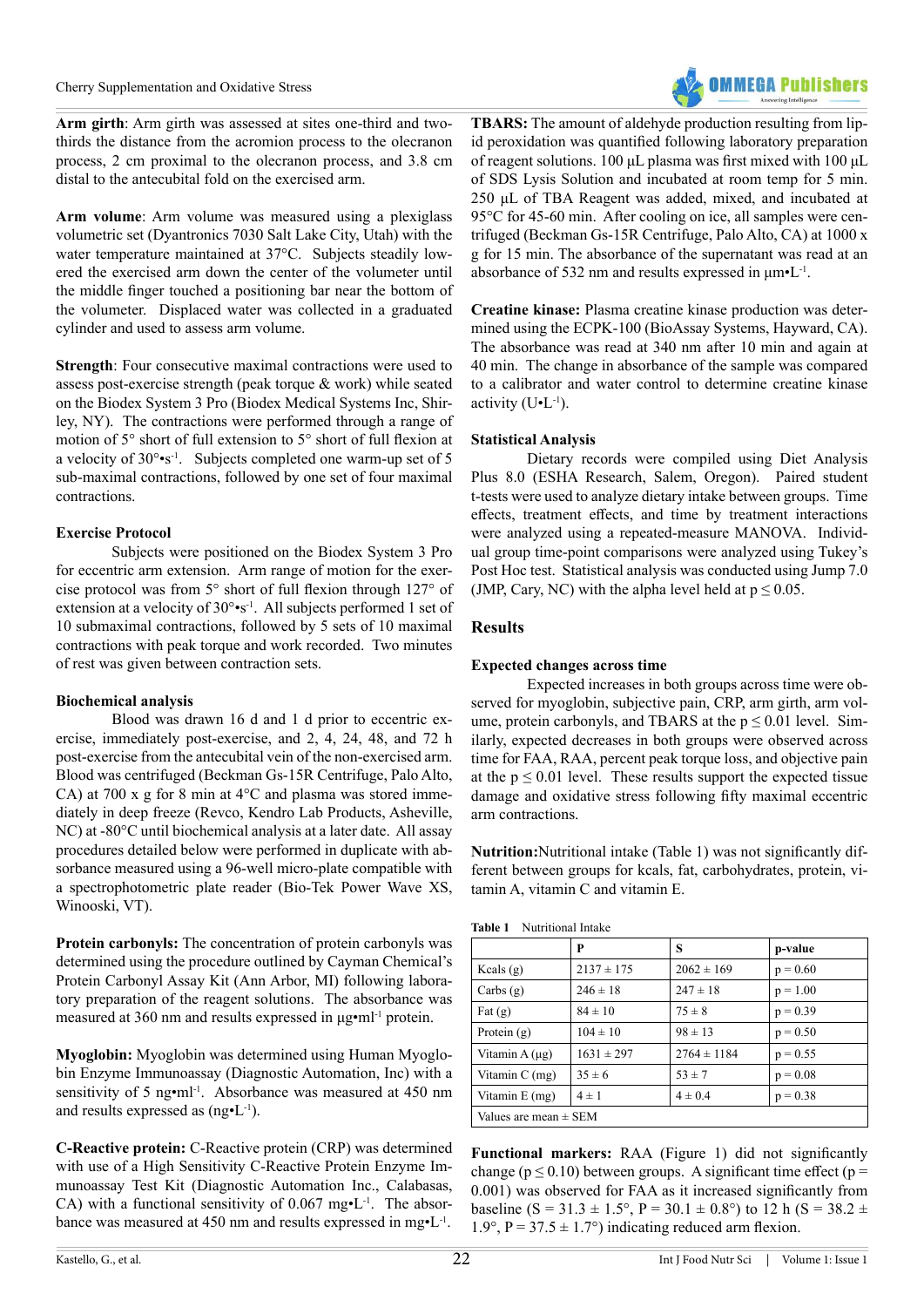**Arm girth**: Arm girth was assessed at sites one-third and two-thirds the distance from the acromion process to the olecranon process, 2 cm proximal to the olecranon process, and 3.8 cm distal to the antecubital fold on the exercised arm.

**Arm volume**: Arm volume was measured using a plexiglass volumetric set (Dyantronics 7030 Salt Lake City, Utah) with the water temperature maintained at 37°C. Subjects steadily lowered the exercised arm down the center of the volumeter until the middle finger touched a positioning bar near the bottom of the volumeter. Displaced water was collected in a graduated cylinder and used to assess arm volume.

**Strength**: Four consecutive maximal contractions were used to assess post-exercise strength (peak torque & work) while seated on the Biodex System 3 Pro (Biodex Medical Systems Inc, Shirley, NY). The contractions were performed through a range of motion of 5° short of full extension to 5° short of full flexion at a velocity of 30°•s$^{-1}$. Subjects completed one warm-up set of 5 sub-maximal contractions, followed by one set of four maximal contractions.

### Exercise Protocol

Subjects were positioned on the Biodex System 3 Pro for eccentric arm extension. Arm range of motion for the exercise protocol was from 5° short of full flexion through 127° of extension at a velocity of 30°•s$^{-1}$. All subjects performed 1 set of 10 submaximal contractions, followed by 5 sets of 10 maximal contractions with peak torque and work recorded. Two minutes of rest was given between contraction sets.

### Biochemical analysis

Blood was drawn 16 d and 1 d prior to eccentric exercise, immediately post-exercise, and 2, 4, 24, 48, and 72 h post-exercise from the antecubital vein of the non-exercised arm. Blood was centrifuged (Beckman Gs-15R Centrifuge, Palo Alto, CA) at 700 x g for 8 min at 4°C and plasma was stored immediately in deep freeze (Revco, Kendro Lab Products, Asheville, NC) at -80°C until biochemical analysis at a later date. All assay procedures detailed below were performed in duplicate with absorbance measured using a 96-well micro-plate compatible with a spectrophotometric plate reader (Bio-Tek Power Wave XS, Winooski, VT).

**Protein carbonyls:** The concentration of protein carbonyls was determined using the procedure outlined by Cayman Chemical's Protein Carbonyl Assay Kit (Ann Arbor, MI) following laboratory preparation of the reagent solutions. The absorbance was measured at 360 nm and results expressed in µg•ml$^{-1}$ protein.

**Myoglobin:** Myoglobin was determined using Human Myoglobin Enzyme Immunoassay (Diagnostic Automation, Inc) with a sensitivity of 5 ng•ml$^{-1}$. Absorbance was measured at 450 nm and results expressed as (ng•L$^{-1}$).

**C-Reactive protein:** C-Reactive protein (CRP) was determined with use of a High Sensitivity C-Reactive Protein Enzyme Immunoassay Test Kit (Diagnostic Automation Inc., Calabasas, CA) with a functional sensitivity of 0.067 mg•L$^{-1}$. The absorbance was measured at 450 nm and results expressed in mg•L$^{-1}$.

**TBARS:** The amount of aldehyde production resulting from lipid peroxidation was quantified following laboratory preparation of reagent solutions. 100 µL plasma was first mixed with 100 µL of SDS Lysis Solution and incubated at room temp for 5 min. 250 µL of TBA Reagent was added, mixed, and incubated at 95°C for 45-60 min. After cooling on ice, all samples were centrifuged (Beckman Gs-15R Centrifuge, Palo Alto, CA) at 1000 x g for 15 min. The absorbance of the supernatant was read at an absorbance of 532 nm and results expressed in µm•L$^{-1}$.

**Creatine kinase:** Plasma creatine kinase production was determined using the ECPK-100 (BioAssay Systems, Hayward, CA). The absorbance was read at 340 nm after 10 min and again at 40 min. The change in absorbance of the sample was compared to a calibrator and water control to determine creatine kinase activity (U•L$^{-1}$).

### Statistical Analysis

Dietary records were compiled using Diet Analysis Plus 8.0 (ESHA Research, Salem, Oregon). Paired student t-tests were used to analyze dietary intake between groups. Time effects, treatment effects, and time by treatment interactions were analyzed using a repeated-measure MANOVA. Individual group time-point comparisons were analyzed using Tukey's Post Hoc test. Statistical analysis was conducted using Jump 7.0 (JMP, Cary, NC) with the alpha level held at $p \leq 0.05$.

## Results

### Expected changes across time

Expected increases in both groups across time were observed for myoglobin, subjective pain, CRP, arm girth, arm volume, protein carbonyls, and TBARS at the $p \leq 0.01$ level. Similarly, expected decreases in both groups were observed across time for FAA, RAA, percent peak torque loss, and objective pain at the $p \leq 0.01$ level. These results support the expected tissue damage and oxidative stress following fifty maximal eccentric arm contractions.

**Nutrition:** Nutritional intake (Table 1) was not significantly different between groups for kcals, fat, carbohydrates, protein, vitamin A, vitamin C and vitamin E.

**Table 1** Nutritional Intake

| | P | S | p-value |
|---|---|---|---|
| Kcals (g) | 2137 ± 175 | 2062 ± 169 | p = 0.60 |
| Carbs (g) | 246 ± 18 | 247 ± 18 | p = 1.00 |
| Fat (g) | 84 ± 10 | 75 ± 8 | p = 0.39 |
| Protein (g) | 104 ± 10 | 98 ± 13 | p = 0.50 |
| Vitamin A (µg) | 1631 ± 297 | 2764 ± 1184 | p = 0.55 |
| Vitamin C (mg) | 35 ± 6 | 53 ± 7 | p = 0.08 |
| Vitamin E (mg) | 4 ± 1 | 4 ± 0.4 | p = 0.38 |
| Values are mean ± SEM | | | |

**Functional markers:** RAA (Figure 1) did not significantly change ($p \leq 0.10$) between groups. A significant time effect ($p = 0.001$) was observed for FAA as it increased significantly from baseline (S = 31.3 ± 1.5°, P = 30.1 ± 0.8°) to 12 h (S = 38.2 ± 1.9°, P = 37.5 ± 1.7°) indicating reduced arm flexion.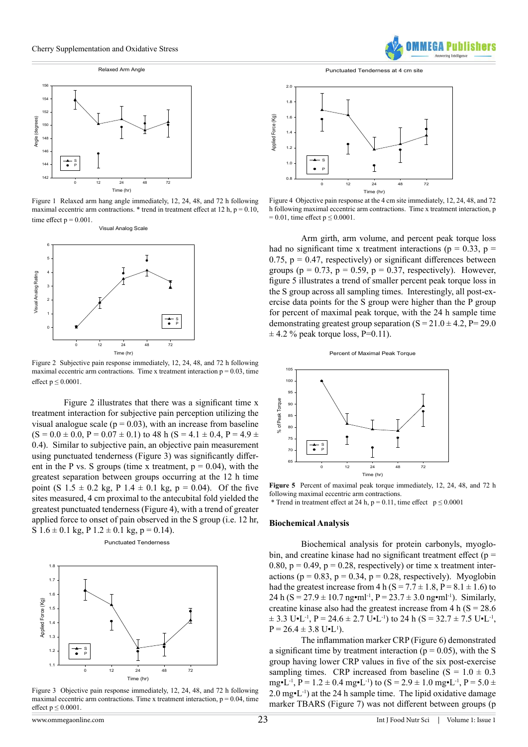Figure 1 Relaxed arm hang angle immediately, 12, 24, 48, and 72 h following maximal eccentric arm contractions. * trend in treatment effect at 12 h, p = 0.10, time effect p = 0.001.

Figure 2 Subjective pain response immediately, 12, 24, 48, and 72 h following maximal eccentric arm contractions. Time x treatment interaction p = 0.03, time effect p ≤ 0.0001.

Figure 2 illustrates that there was a significant time x treatment interaction for subjective pain perception utilizing the visual analogue scale (p = 0.03), with an increase from baseline (S = 0.0 ± 0.0, P = 0.07 ± 0.1) to 48 h (S = 4.1 ± 0.4, P = 4.9 ± 0.4). Similar to subjective pain, an objective pain measurement using punctuated tenderness (Figure 3) was significantly different in the P vs. S groups (time x treatment, p = 0.04), with the greatest separation between groups occurring at the 12 h time point (S 1.5 ± 0.2 kg, P 1.4 ± 0.1 kg, p = 0.04). Of the five sites measured, 4 cm proximal to the antecubital fold yielded the greatest punctuated tenderness (Figure 4), with a trend of greater applied force to onset of pain observed in the S group (i.e. 12 hr, S 1.6 ± 0.1 kg, P 1.2 ± 0.1 kg, p = 0.14).

Figure 3 Objective pain response immediately, 12, 24, 48, and 72 h following maximal eccentric arm contractions. Time x treatment interaction, p = 0.04, time effect p ≤ 0.0001.

Figure 4 Objective pain response at the 4 cm site immediately, 12, 24, 48, and 72 h following maximal eccentric arm contractions. Time x treatment interaction, p = 0.01, time effect p ≤ 0.0001.

Arm girth, arm volume, and percent peak torque loss had no significant time x treatment interactions (p = 0.33, p = 0.75, p = 0.47, respectively) or significant differences between groups (p = 0.73, p = 0.59, p = 0.37, respectively). However, figure 5 illustrates a trend of smaller percent peak torque loss in the S group across all sampling times. Interestingly, all post-exercise data points for the S group were higher than the P group for percent of maximal peak torque, with the 24 h sample time demonstrating greatest group separation (S = 21.0 ± 4.2, P= 29.0 ± 4.2 % peak torque loss, P=0.11).

**Figure 5** Percent of maximal peak torque immediately, 12, 24, 48, and 72 h following maximal eccentric arm contractions.
* Trend in treatment effect at 24 h, p = 0.11, time effect p ≤ 0.0001

### Biochemical Analysis

Biochemical analysis for protein carbonyls, myoglobin, and creatine kinase had no significant treatment effect (p = 0.80, p = 0.49, p = 0.28, respectively) or time x treatment interactions (p = 0.83, p = 0.34, p = 0.28, respectively). Myoglobin had the greatest increase from 4 h (S = 7.7 ± 1.8, P = 8.1 ± 1.6) to 24 h (S = 27.9 ± 10.7 ng•ml$^{-1}$, P = 23.7 ± 3.0 ng•ml$^{-1}$). Similarly, creatine kinase also had the greatest increase from 4 h (S = 28.6 ± 3.3 U•L$^{-1}$, P = 24.6 ± 2.7 U•L$^{-1}$) to 24 h (S = 32.7 ± 7.5 U•L$^{-1}$, P = 26.4 ± 3.8 U•L$^{-1}$).

The inflammation marker CRP (Figure 6) demonstrated a significant time by treatment interaction (p = 0.05), with the S group having lower CRP values in five of the six post-exercise sampling times. CRP increased from baseline (S = 1.0 ± 0.3 mg•L$^{-1}$, P = 1.2 ± 0.4 mg•L$^{-1}$) to (S = 2.9 ± 1.0 mg•L$^{-1}$, P = 5.0 ± 2.0 mg•L$^{-1}$) at the 24 h sample time. The lipid oxidative damage marker TBARS (Figure 7) was not different between groups (p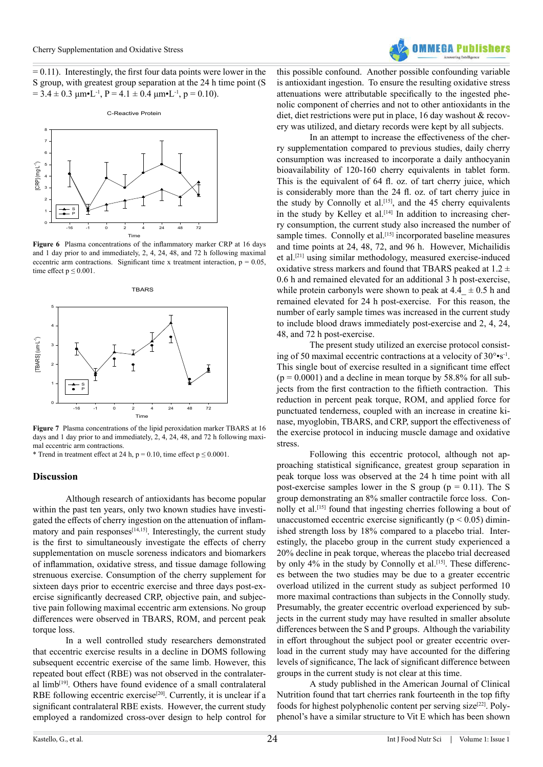= 0.11). Interestingly, the first four data points were lower in the S group, with greatest group separation at the 24 h time point (S = 3.4 ± 0.3 μm•L$^{-1}$, P = 4.1 ± 0.4 μm•L$^{-1}$, p = 0.10).

**Figure 6** Plasma concentrations of the inflammatory marker CRP at 16 days and 1 day prior to and immediately, 2, 4, 24, 48, and 72 h following maximal eccentric arm contractions. Significant time x treatment interaction, p = 0.05, time effect p ≤ 0.001.

**Figure 7** Plasma concentrations of the lipid peroxidation marker TBARS at 16 days and 1 day prior to and immediately, 2, 4, 24, 48, and 72 h following maximal eccentric arm contractions.
* Trend in treatment effect at 24 h, p = 0.10, time effect p ≤ 0.0001.

## Discussion

Although research of antioxidants has become popular within the past ten years, only two known studies have investigated the effects of cherry ingestion on the attenuation of inflammatory and pain responses[14,15]. Interestingly, the current study is the first to simultaneously investigate the effects of cherry supplementation on muscle soreness indicators and biomarkers of inflammation, oxidative stress, and tissue damage following strenuous exercise. Consumption of the cherry supplement for sixteen days prior to eccentric exercise and three days post-exercise significantly decreased CRP, objective pain, and subjective pain following maximal eccentric arm extensions. No group differences were observed in TBARS, ROM, and percent peak torque loss.

In a well controlled study researchers demonstrated that eccentric exercise results in a decline in DOMS following subsequent eccentric exercise of the same limb. However, this repeated bout effect (RBE) was not observed in the contralateral limb[19]. Others have found evidence of a small contralateral RBE following eccentric exercise[20]. Currently, it is unclear if a significant contralateral RBE exists. However, the current study employed a randomized cross-over design to help control for this possible confound. Another possible confounding variable is antioxidant ingestion. To ensure the resulting oxidative stress attenuations were attributable specifically to the ingested phenolic component of cherries and not to other antioxidants in the diet, diet restrictions were put in place, 16 day washout & recovery was utilized, and dietary records were kept by all subjects.

In an attempt to increase the effectiveness of the cherry supplementation compared to previous studies, daily cherry consumption was increased to incorporate a daily anthocyanin bioavailability of 120-160 cherry equivalents in tablet form. This is the equivalent of 64 fl. oz. of tart cherry juice, which is considerably more than the 24 fl. oz. of tart cherry juice in the study by Connolly et al.[15], and the 45 cherry equivalents in the study by Kelley et al.[14] In addition to increasing cherry consumption, the current study also increased the number of sample times. Connolly et al.[15] incorporated baseline measures and time points at 24, 48, 72, and 96 h. However, Michailidis et al.[21] using similar methodology, measured exercise-induced oxidative stress markers and found that TBARS peaked at 1.2 ± 0.6 h and remained elevated for an additional 3 h post-exercise, while protein carbonyls were shown to peak at 4.4_ ± 0.5 h and remained elevated for 24 h post-exercise. For this reason, the number of early sample times was increased in the current study to include blood draws immediately post-exercise and 2, 4, 24, 48, and 72 h post-exercise.

The present study utilized an exercise protocol consisting of 50 maximal eccentric contractions at a velocity of 30°•s$^{-1}$. This single bout of exercise resulted in a significant time effect (p = 0.0001) and a decline in mean torque by 58.8% for all subjects from the first contraction to the fiftieth contraction. This reduction in percent peak torque, ROM, and applied force for punctuated tenderness, coupled with an increase in creatine kinase, myoglobin, TBARS, and CRP, support the effectiveness of the exercise protocol in inducing muscle damage and oxidative stress.

Following this eccentric protocol, although not approaching statistical significance, greatest group separation in peak torque loss was observed at the 24 h time point with all post-exercise samples lower in the S group (p = 0.11). The S group demonstrating an 8% smaller contractile force loss. Connolly et al.[15] found that ingesting cherries following a bout of unaccustomed eccentric exercise significantly (p < 0.05) diminished strength loss by 18% compared to a placebo trial. Interestingly, the placebo group in the current study experienced a 20% decline in peak torque, whereas the placebo trial decreased by only 4% in the study by Connolly et al.[15]. These differences between the two studies may be due to a greater eccentric overload utilized in the current study as subject performed 10 more maximal contractions than subjects in the Connolly study. Presumably, the greater eccentric overload experienced by subjects in the current study may have resulted in smaller absolute differences between the S and P groups. Although the variability in effort throughout the subject pool or greater eccentric overload in the current study may have accounted for the differing levels of significance, The lack of significant difference between groups in the current study is not clear at this time.

A study published in the American Journal of Clinical Nutrition found that tart cherries rank fourteenth in the top fifty foods for highest polyphenolic content per serving size[22]. Polyphenol's have a similar structure to Vit E which has been shown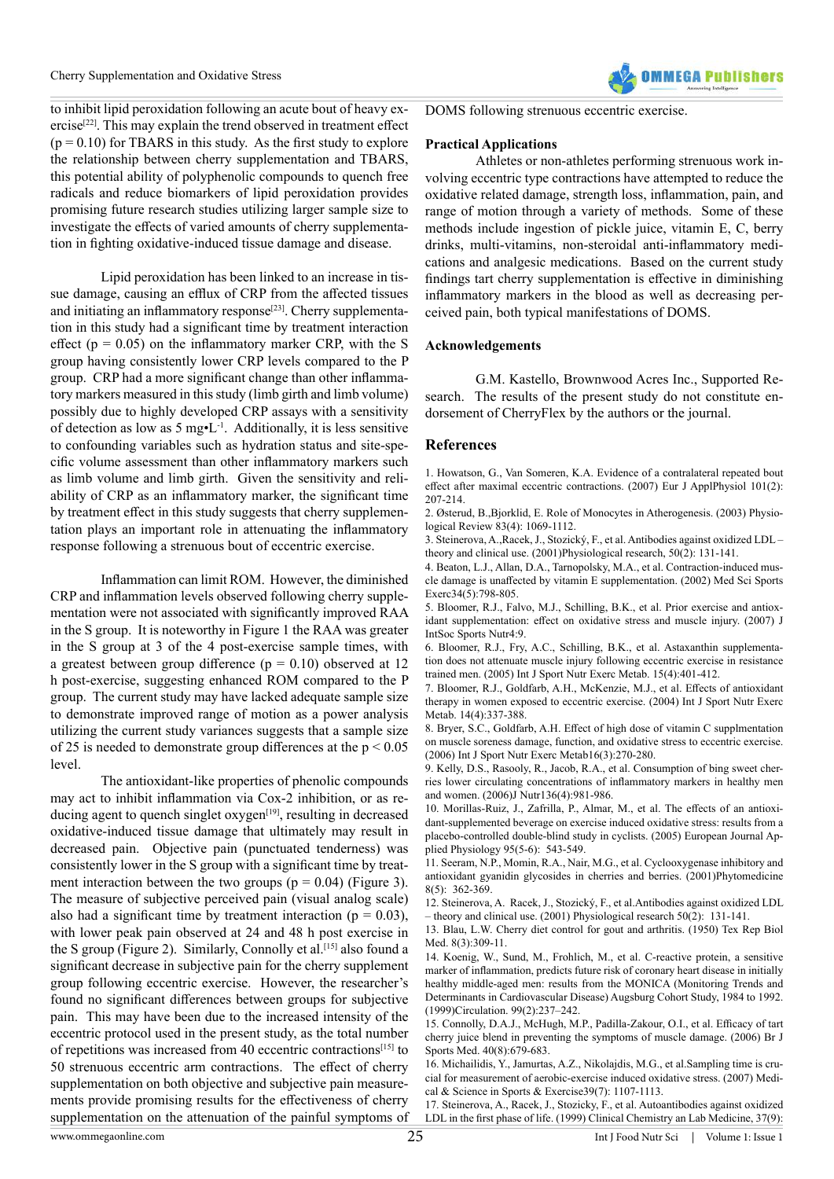to inhibit lipid peroxidation following an acute bout of heavy exercise[22]. This may explain the trend observed in treatment effect ($p = 0.10$) for TBARS in this study. As the first study to explore the relationship between cherry supplementation and TBARS, this potential ability of polyphenolic compounds to quench free radicals and reduce biomarkers of lipid peroxidation provides promising future research studies utilizing larger sample size to investigate the effects of varied amounts of cherry supplementation in fighting oxidative-induced tissue damage and disease.

Lipid peroxidation has been linked to an increase in tissue damage, causing an efflux of CRP from the affected tissues and initiating an inflammatory response[23]. Cherry supplementation in this study had a significant time by treatment interaction effect ($p = 0.05$) on the inflammatory marker CRP, with the S group having consistently lower CRP levels compared to the P group. CRP had a more significant change than other inflammatory markers measured in this study (limb girth and limb volume) possibly due to highly developed CRP assays with a sensitivity of detection as low as 5 mg•L$^{-1}$. Additionally, it is less sensitive to confounding variables such as hydration status and site-specific volume assessment than other inflammatory markers such as limb volume and limb girth. Given the sensitivity and reliability of CRP as an inflammatory marker, the significant time by treatment effect in this study suggests that cherry supplementation plays an important role in attenuating the inflammatory response following a strenuous bout of eccentric exercise.

Inflammation can limit ROM. However, the diminished CRP and inflammation levels observed following cherry supplementation were not associated with significantly improved RAA in the S group. It is noteworthy in Figure 1 the RAA was greater in the S group at 3 of the 4 post-exercise sample times, with a greatest between group difference ($p = 0.10$) observed at 12 h post-exercise, suggesting enhanced ROM compared to the P group. The current study may have lacked adequate sample size to demonstrate improved range of motion as a power analysis utilizing the current study variances suggests that a sample size of 25 is needed to demonstrate group differences at the $p < 0.05$ level.

The antioxidant-like properties of phenolic compounds may act to inhibit inflammation via Cox-2 inhibition, or as reducing agent to quench singlet oxygen[19], resulting in decreased oxidative-induced tissue damage that ultimately may result in decreased pain. Objective pain (punctuated tenderness) was consistently lower in the S group with a significant time by treatment interaction between the two groups ($p = 0.04$) (Figure 3). The measure of subjective perceived pain (visual analog scale) also had a significant time by treatment interaction ($p = 0.03$), with lower peak pain observed at 24 and 48 h post exercise in the S group (Figure 2). Similarly, Connolly et al.[15] also found a significant decrease in subjective pain for the cherry supplement group following eccentric exercise. However, the researcher's found no significant differences between groups for subjective pain. This may have been due to the increased intensity of the eccentric protocol used in the present study, as the total number of repetitions was increased from 40 eccentric contractions[15] to 50 strenuous eccentric arm contractions. The effect of cherry supplementation on both objective and subjective pain measurements provide promising results for the effectiveness of cherry supplementation on the attenuation of the painful symptoms of DOMS following strenuous eccentric exercise.

## Practical Applications

Athletes or non-athletes performing strenuous work involving eccentric type contractions have attempted to reduce the oxidative related damage, strength loss, inflammation, pain, and range of motion through a variety of methods. Some of these methods include ingestion of pickle juice, vitamin E, C, berry drinks, multi-vitamins, non-steroidal anti-inflammatory medications and analgesic medications. Based on the current study findings tart cherry supplementation is effective in diminishing inflammatory markers in the blood as well as decreasing perceived pain, both typical manifestations of DOMS.

## Acknowledgements

G.M. Kastello, Brownwood Acres Inc., Supported Research. The results of the present study do not constitute endorsement of CherryFlex by the authors or the journal.

## References

1. Howatson, G., Van Someren, K.A. Evidence of a contralateral repeated bout effect after maximal eccentric contractions. (2007) Eur J ApplPhysiol 101(2): 207-214.
2. Østerud, B.,Bjorklid, E. Role of Monocytes in Atherogenesis. (2003) Physiological Review 83(4): 1069-1112.
3. Steinerova, A.,Racek, J., Stozický, F., et al. Antibodies against oxidized LDL – theory and clinical use. (2001)Physiological research, 50(2): 131-141.
4. Beaton, L.J., Allan, D.A., Tarnopolsky, M.A., et al. Contraction-induced muscle damage is unaffected by vitamin E supplementation. (2002) Med Sci Sports Exerc34(5):798-805.
5. Bloomer, R.J., Falvo, M.J., Schilling, B.K., et al. Prior exercise and antioxidant supplementation: effect on oxidative stress and muscle injury. (2007) J IntSoc Sports Nutr4:9.
6. Bloomer, R.J., Fry, A.C., Schilling, B.K., et al. Astaxanthin supplementation does not attenuate muscle injury following eccentric exercise in resistance trained men. (2005) Int J Sport Nutr Exerc Metab. 15(4):401-412.
7. Bloomer, R.J., Goldfarb, A.H., McKenzie, M.J., et al. Effects of antioxidant therapy in women exposed to eccentric exercise. (2004) Int J Sport Nutr Exerc Metab. 14(4):337-388.
8. Bryer, S.C., Goldfarb, A.H. Effect of high dose of vitamin C supplmentation on muscle soreness damage, function, and oxidative stress to eccentric exercise. (2006) Int J Sport Nutr Exerc Metab16(3):270-280.
9. Kelly, D.S., Rasooly, R., Jacob, R.A., et al. Consumption of bing sweet cherries lower circulating concentrations of inflammatory markers in healthy men and women. (2006)J Nutr136(4):981-986.
10. Morillas-Ruiz, J., Zafrilla, P., Almar, M., et al. The effects of an antioxidant-supplemented beverage on exercise induced oxidative stress: results from a placebo-controlled double-blind study in cyclists. (2005) European Journal Applied Physiology 95(5-6): 543-549.
11. Seeram, N.P., Momin, R.A., Nair, M.G., et al. Cyclooxygenase inhibitory and antioxidant gyanidin glycosides in cherries and berries. (2001)Phytomedicine 8(5): 362-369.
12. Steinerova, A., Racek, J., Stozický, F., et al.Antibodies against oxidized LDL – theory and clinical use. (2001) Physiological research 50(2): 131-141.
13. Blau, L.W. Cherry diet control for gout and arthritis. (1950) Tex Rep Biol Med. 8(3):309-11.
14. Koenig, W., Sund, M., Frohlich, M., et al. C-reactive protein, a sensitive marker of inflammation, predicts future risk of coronary heart disease in initially healthy middle-aged men: results from the MONICA (Monitoring Trends and Determinants in Cardiovascular Disease) Augsburg Cohort Study, 1984 to 1992. (1999)Circulation. 99(2):237–242.
15. Connolly, D.A.J., McHugh, M.P., Padilla-Zakour, O.I., et al. Efficacy of tart cherry juice blend in preventing the symptoms of muscle damage. (2006) Br J Sports Med. 40(8):679-683.
16. Michailidis, Y., Jamurtas, A.Z., Nikolajdis, M.G., et al.Sampling time is crucial for measurement of aerobic-exercise induced oxidative stress. (2007) Medical & Science in Sports & Exercise39(7): 1107-1113.
17. Steinerova, A., Racek, J., Stozicky, F., et al. Autoantibodies against oxidized LDL in the first phase of life. (1999) Clinical Chemistry an Lab Medicine, 37(9):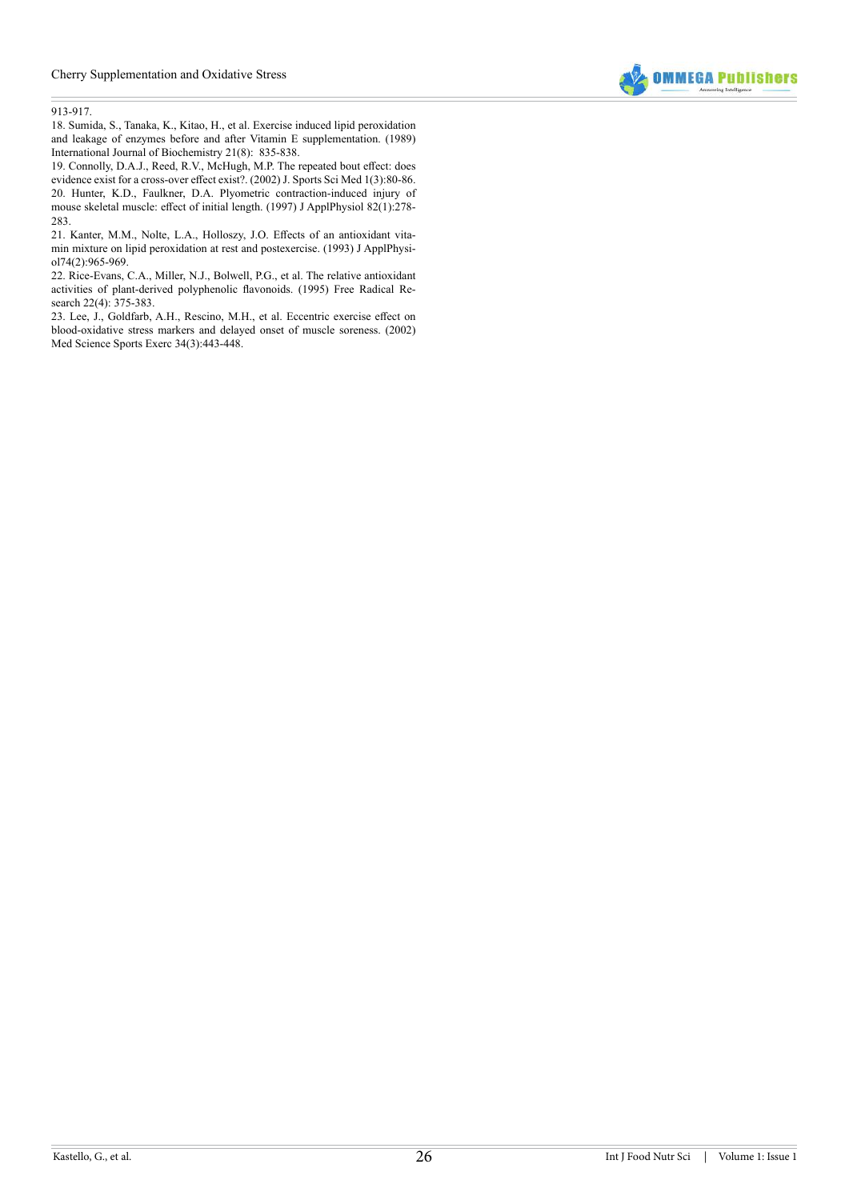913-917.

18. Sumida, S., Tanaka, K., Kitao, H., et al. Exercise induced lipid peroxidation and leakage of enzymes before and after Vitamin E supplementation. (1989) International Journal of Biochemistry 21(8): 835-838.

19. Connolly, D.A.J., Reed, R.V., McHugh, M.P. The repeated bout effect: does evidence exist for a cross-over effect exist?. (2002) J. Sports Sci Med 1(3):80-86.

20. Hunter, K.D., Faulkner, D.A. Plyometric contraction-induced injury of mouse skeletal muscle: effect of initial length. (1997) J ApplPhysiol 82(1):278-283.

21. Kanter, M.M., Nolte, L.A., Holloszy, J.O. Effects of an antioxidant vitamin mixture on lipid peroxidation at rest and postexercise. (1993) J ApplPhysiol74(2):965-969.

22. Rice-Evans, C.A., Miller, N.J., Bolwell, P.G., et al. The relative antioxidant activities of plant-derived polyphenolic flavonoids. (1995) Free Radical Research 22(4): 375-383.

23. Lee, J., Goldfarb, A.H., Rescino, M.H., et al. Eccentric exercise effect on blood-oxidative stress markers and delayed onset of muscle soreness. (2002) Med Science Sports Exerc 34(3):443-448.